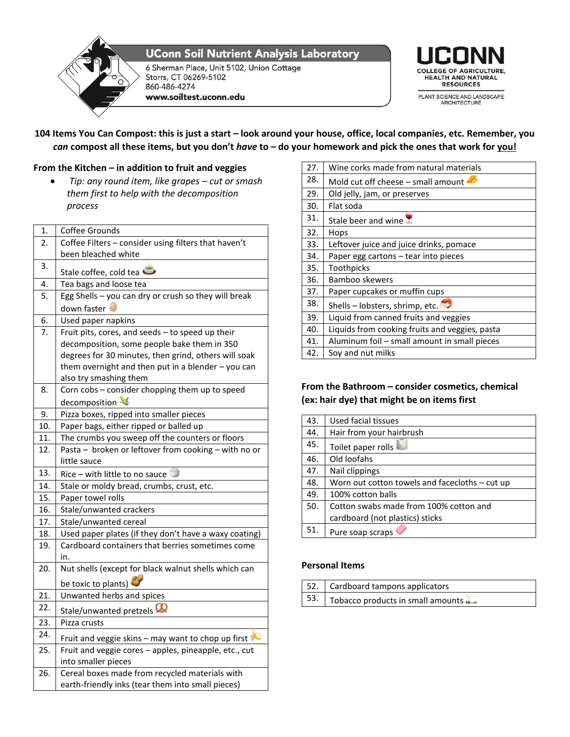**UConn Soil Nutrient Analysis Laboratory**
6 Sherman Place, Unit 5102, Union Cottage
Storrs, CT 06269-5102
860-486-4274
**www.soiltest.uconn.edu**

**UCONN**
COLLEGE OF AGRICULTURE, HEALTH AND NATURAL RESOURCES
PLANT SCIENCE AND LANDSCAPE ARCHITECTURE

**104 Items You Can Compost: this is just a start – look around your house, office, local companies, etc. Remember, you *can* compost all these items, but you don't *have* to – do your homework and pick the ones that work for you!**

## From the Kitchen – in addition to fruit and veggies

- *Tip: any round item, like grapes – cut or smash them first to help with the decomposition process*

| | |
|---|---|
| 1. | Coffee Grounds |
| 2. | Coffee Filters – consider using filters that haven't been bleached white |
| 3. | Stale coffee, cold tea |
| 4. | Tea bags and loose tea |
| 5. | Egg Shells – you can dry or crush so they will break down faster |
| 6. | Used paper napkins |
| 7. | Fruit pits, cores, and seeds – to speed up their decomposition, some people bake them in 350 degrees for 30 minutes, then grind, others will soak them overnight and then put in a blender – you can also try smashing them |
| 8. | Corn cobs – consider chopping them up to speed decomposition |
| 9. | Pizza boxes, ripped into smaller pieces |
| 10. | Paper bags, either ripped or balled up |
| 11. | The crumbs you sweep off the counters or floors |
| 12. | Pasta – broken or leftover from cooking – with no or little sauce |
| 13. | Rice – with little to no sauce |
| 14. | Stale or moldy bread, crumbs, crust, etc. |
| 15. | Paper towel rolls |
| 16. | Stale/unwanted crackers |
| 17. | Stale/unwanted cereal |
| 18. | Used paper plates (if they don't have a waxy coating) |
| 19. | Cardboard containers that berries sometimes come in. |
| 20. | Nut shells (except for black walnut shells which can be toxic to plants) |
| 21. | Unwanted herbs and spices |
| 22. | Stale/unwanted pretzels |
| 23. | Pizza crusts |
| 24. | Fruit and veggie skins – may want to chop up first |
| 25. | Fruit and veggie cores – apples, pineapple, etc., cut into smaller pieces |
| 26. | Cereal boxes made from recycled materials with earth-friendly inks (tear them into small pieces) |
| 27. | Wine corks made from natural materials |
| 28. | Mold cut off cheese – small amount |
| 29. | Old jelly, jam, or preserves |
| 30. | Flat soda |
| 31. | Stale beer and wine |
| 32. | Hops |
| 33. | Leftover juice and juice drinks, pomace |
| 34. | Paper egg cartons – tear into pieces |
| 35. | Toothpicks |
| 36. | Bamboo skewers |
| 37. | Paper cupcakes or muffin cups |
| 38. | Shells – lobsters, shrimp, etc. |
| 39. | Liquid from canned fruits and veggies |
| 40. | Liquids from cooking fruits and veggies, pasta |
| 41. | Aluminum foil – small amount in small pieces |
| 42. | Soy and nut milks |

## From the Bathroom – consider cosmetics, chemical (ex: hair dye) that might be on items first

| | |
|---|---|
| 43. | Used facial tissues |
| 44. | Hair from your hairbrush |
| 45. | Toilet paper rolls |
| 46. | Old loofahs |
| 47. | Nail clippings |
| 48. | Worn out cotton towels and facecloths – cut up |
| 49. | 100% cotton balls |
| 50. | Cotton swabs made from 100% cotton and cardboard (not plastics) sticks |
| 51. | Pure soap scraps |

## Personal Items

| | |
|---|---|
| 52. | Cardboard tampons applicators |
| 53. | Tobacco products in small amounts |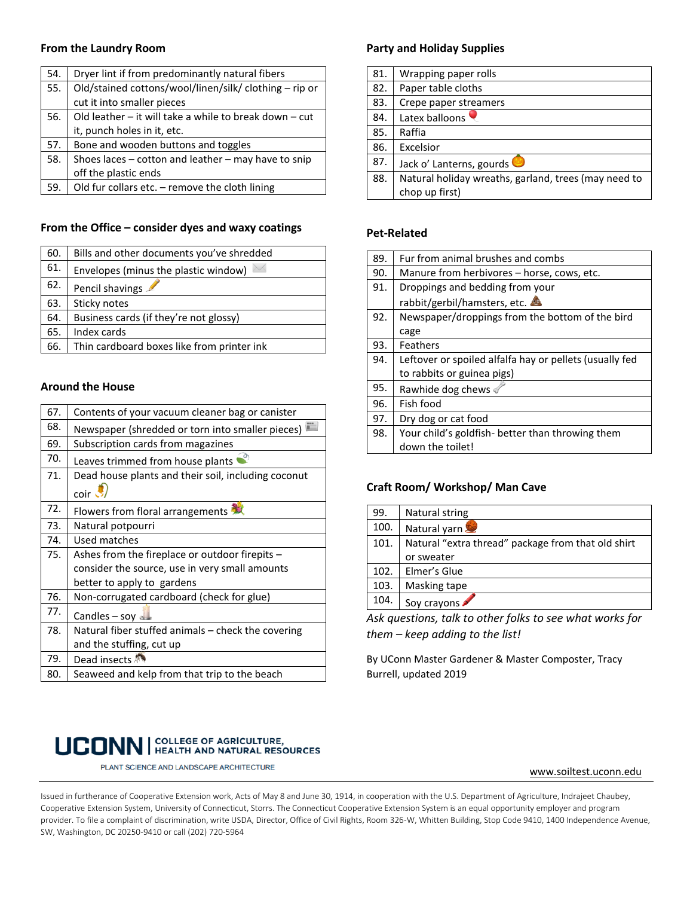### From the Laundry Room

| | |
|---|---|
| 54. | Dryer lint if from predominantly natural fibers |
| 55. | Old/stained cottons/wool/linen/silk/ clothing – rip or cut it into smaller pieces |
| 56. | Old leather – it will take a while to break down – cut it, punch holes in it, etc. |
| 57. | Bone and wooden buttons and toggles |
| 58. | Shoes laces – cotton and leather – may have to snip off the plastic ends |
| 59. | Old fur collars etc. – remove the cloth lining |

### From the Office – consider dyes and waxy coatings

| | |
|---|---|
| 60. | Bills and other documents you've shredded |
| 61. | Envelopes (minus the plastic window) |
| 62. | Pencil shavings |
| 63. | Sticky notes |
| 64. | Business cards (if they're not glossy) |
| 65. | Index cards |
| 66. | Thin cardboard boxes like from printer ink |

### Around the House

| | |
|---|---|
| 67. | Contents of your vacuum cleaner bag or canister |
| 68. | Newspaper (shredded or torn into smaller pieces) |
| 69. | Subscription cards from magazines |
| 70. | Leaves trimmed from house plants |
| 71. | Dead house plants and their soil, including coconut coir |
| 72. | Flowers from floral arrangements |
| 73. | Natural potpourri |
| 74. | Used matches |
| 75. | Ashes from the fireplace or outdoor firepits – consider the source, use in very small amounts better to apply to gardens |
| 76. | Non-corrugated cardboard (check for glue) |
| 77. | Candles – soy |
| 78. | Natural fiber stuffed animals – check the covering and the stuffing, cut up |
| 79. | Dead insects |
| 80. | Seaweed and kelp from that trip to the beach |

### Party and Holiday Supplies

| | |
|---|---|
| 81. | Wrapping paper rolls |
| 82. | Paper table cloths |
| 83. | Crepe paper streamers |
| 84. | Latex balloons |
| 85. | Raffia |
| 86. | Excelsior |
| 87. | Jack o' Lanterns, gourds |
| 88. | Natural holiday wreaths, garland, trees (may need to chop up first) |

### Pet-Related

| | |
|---|---|
| 89. | Fur from animal brushes and combs |
| 90. | Manure from herbivores – horse, cows, etc. |
| 91. | Droppings and bedding from your rabbit/gerbil/hamsters, etc. |
| 92. | Newspaper/droppings from the bottom of the bird cage |
| 93. | Feathers |
| 94. | Leftover or spoiled alfalfa hay or pellets (usually fed to rabbits or guinea pigs) |
| 95. | Rawhide dog chews |
| 96. | Fish food |
| 97. | Dry dog or cat food |
| 98. | Your child's goldfish- better than throwing them down the toilet! |

### Craft Room/ Workshop/ Man Cave

| | |
|---|---|
| 99. | Natural string |
| 100. | Natural yarn |
| 101. | Natural "extra thread" package from that old shirt or sweater |
| 102. | Elmer's Glue |
| 103. | Masking tape |
| 104. | Soy crayons |

*Ask questions, talk to other folks to see what works for them – keep adding to the list!*

By UConn Master Gardener & Master Composter, Tracy Burrell, updated 2019

UCONN | COLLEGE OF AGRICULTURE, HEALTH AND NATURAL RESOURCES
PLANT SCIENCE AND LANDSCAPE ARCHITECTURE

www.soiltest.uconn.edu

Issued in furtherance of Cooperative Extension work, Acts of May 8 and June 30, 1914, in cooperation with the U.S. Department of Agriculture, Indrajeet Chaubey, Cooperative Extension System, University of Connecticut, Storrs. The Connecticut Cooperative Extension System is an equal opportunity employer and program provider. To file a complaint of discrimination, write USDA, Director, Office of Civil Rights, Room 326-W, Whitten Building, Stop Code 9410, 1400 Independence Avenue, SW, Washington, DC 20250-9410 or call (202) 720-5964